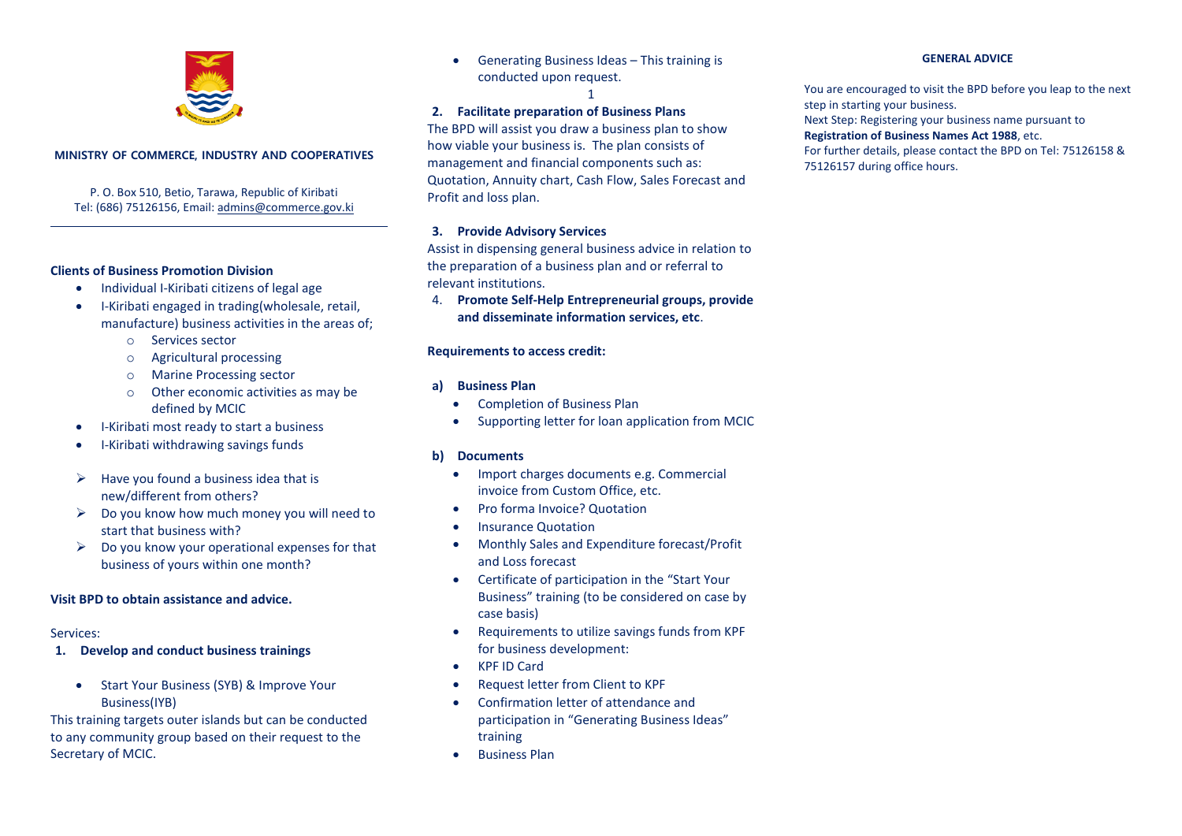**MINISTRY OF COMMERCE, INDUSTRY AND COOPERATIVES**

P. O. Box 510, Betio, Tarawa, Republic of Kiribati
Tel: (686) 75126156, Email: admins@commerce.gov.ki

---

### Clients of Business Promotion Division

- Individual I-Kiribati citizens of legal age
- I-Kiribati engaged in trading(wholesale, retail, manufacture) business activities in the areas of;
  - Services sector
  - Agricultural processing
  - Marine Processing sector
  - Other economic activities as may be defined by MCIC
- I-Kiribati most ready to start a business
- I-Kiribati withdrawing savings funds

- Have you found a business idea that is new/different from others?
- Do you know how much money you will need to start that business with?
- Do you know your operational expenses for that business of yours within one month?

**Visit BPD to obtain assistance and advice.**

Services:

1. **Develop and conduct business trainings**

   - Start Your Business (SYB) & Improve Your Business(IYB)

   This training targets outer islands but can be conducted to any community group based on their request to the Secretary of MCIC.

   - Generating Business Ideas – This training is conducted upon request.

2. **Facilitate preparation of Business Plans**

   The BPD will assist you draw a business plan to show how viable your business is. The plan consists of management and financial components such as: Quotation, Annuity chart, Cash Flow, Sales Forecast and Profit and loss plan.

3. **Provide Advisory Services**

   Assist in dispensing general business advice in relation to the preparation of a business plan and or referral to relevant institutions.

4. **Promote Self-Help Entrepreneurial groups, provide and disseminate information services, etc**.

### Requirements to access credit:

a) **Business Plan**
   - Completion of Business Plan
   - Supporting letter for loan application from MCIC

b) **Documents**
   - Import charges documents e.g. Commercial invoice from Custom Office, etc.
   - Pro forma Invoice? Quotation
   - Insurance Quotation
   - Monthly Sales and Expenditure forecast/Profit and Loss forecast
   - Certificate of participation in the “Start Your Business” training (to be considered on case by case basis)
   - Requirements to utilize savings funds from KPF for business development:
   - KPF ID Card
   - Request letter from Client to KPF
   - Confirmation letter of attendance and participation in “Generating Business Ideas” training
   - Business Plan

### GENERAL ADVICE

You are encouraged to visit the BPD before you leap to the next step in starting your business.
Next Step: Registering your business name pursuant to **Registration of Business Names Act 1988**, etc.
For further details, please contact the BPD on Tel: 75126158 & 75126157 during office hours.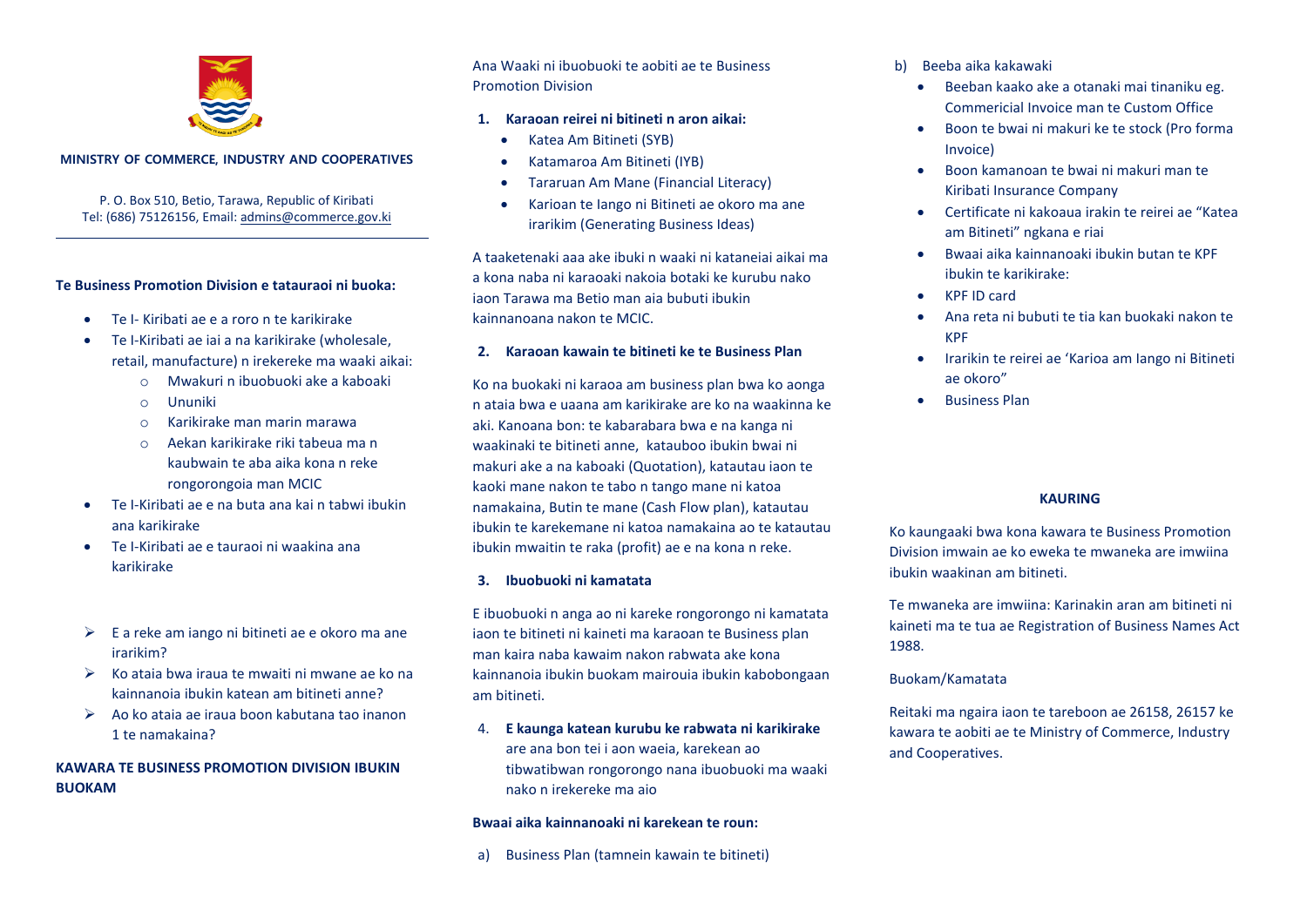**MINISTRY OF COMMERCE, INDUSTRY AND COOPERATIVES**

P. O. Box 510, Betio, Tarawa, Republic of Kiribati
Tel: (686) 75126156, Email: admins@commerce.gov.ki

---

**Te Business Promotion Division e tatauraoi ni buoka:**

- Te I- Kiribati ae e a roro n te karikirake
- Te I-Kiribati ae iai a na karikirake (wholesale, retail, manufacture) n irekereke ma waaki aikai:
  - Mwakuri n ibuobuoki ake a kaboaki
  - Ununiki
  - Karikirake man marin marawa
  - Aekan karikirake riki tabeua ma n kaubwain te aba aika kona n reke rongorongoia man MCIC
- Te I-Kiribati ae e na buta ana kai n tabwi ibukin ana karikirake
- Te I-Kiribati ae e tauraoi ni waakina ana karikirake

- ➢ E a reke am iango ni bitineti ae e okoro ma ane irarikim?
- ➢ Ko ataia bwa iraua te mwaiti ni mwane ae ko na kainnanoia ibukin katean am bitineti anne?
- ➢ Ao ko ataia ae iraua boon kabutana tao inanon 1 te namakaina?

**KAWARA TE BUSINESS PROMOTION DIVISION IBUKIN BUOKAM**

Ana Waaki ni ibuobuoki te aobiti ae te Business Promotion Division

1. **Karaoan reirei ni bitineti n aron aikai:**
   - Katea Am Bitineti (SYB)
   - Katamaroa Am Bitineti (IYB)
   - Tararuan Am Mane (Financial Literacy)
   - Karioan te Iango ni Bitineti ae okoro ma ane irarikim (Generating Business Ideas)

A taaketenaki aaa ake ibuki n waaki ni kataneiai aikai ma a kona naba ni karaoaki nakoia botaki ke kurubu nako iaon Tarawa ma Betio man aia bubuti ibukin kainnanoana nakon te MCIC.

2. **Karaoan kawain te bitineti ke te Business Plan**

Ko na buokaki ni karaoa am business plan bwa ko aonga n ataia bwa e uaana am karikirake are ko na waakinna ke aki. Kanoana bon: te kabarabara bwa e na kanga ni waakinaki te bitineti anne, katauboo ibukin bwai ni makuri ake a na kaboaki (Quotation), katautau iaon te kaoki mane nakon te tabo n tango mane ni katoa namakaina, Butin te mane (Cash Flow plan), katautau ibukin te karekemane ni katoa namakaina ao te katautau ibukin mwaitin te raka (profit) ae e na kona n reke.

3. **Ibuobuoki ni kamatata**

E ibuobuoki n anga ao ni kareke rongorongo ni kamatata iaon te bitineti ni kaineti ma karaoan te Business plan man kaira naba kawaim nakon rabwata ake kona kainnanoia ibukin buokam mairouia ibukin kabobongaan am bitineti.

4. **E kaunga katean kurubu ke rabwata ni karikirake** are ana bon tei i aon waeia, karekean ao tibwatibwan rongorongo nana ibuobuoki ma waaki nako n irekereke ma aio

**Bwaai aika kainnanoaki ni karekean te roun:**

a) Business Plan (tamnein kawain te bitineti)

b) Beeba aika kakawaki
- Beeban kaako ake a otanaki mai tinaniku eg. Commericial Invoice man te Custom Office
- Boon te bwai ni makuri ke te stock (Pro forma Invoice)
- Boon kamanoan te bwai ni makuri man te Kiribati Insurance Company
- Certificate ni kakoaua irakin te reirei ae "Katea am Bitineti" ngkana e riai
- Bwaai aika kainnanoaki ibukin butan te KPF ibukin te karikirake:
- KPF ID card
- Ana reta ni bubuti te tia kan buokaki nakon te KPF
- Irarikin te reirei ae 'Karioa am Iango ni Bitineti ae okoro"
- Business Plan

**KAURING**

Ko kaungaaki bwa kona kawara te Business Promotion Division imwain ae ko eweka te mwaneka are imwiina ibukin waakinan am bitineti.

Te mwaneka are imwiina: Karinakin aran am bitineti ni kaineti ma te tua ae Registration of Business Names Act 1988.

Buokam/Kamatata

Reitaki ma ngaira iaon te tareboon ae 26158, 26157 ke kawara te aobiti ae te Ministry of Commerce, Industry and Cooperatives.